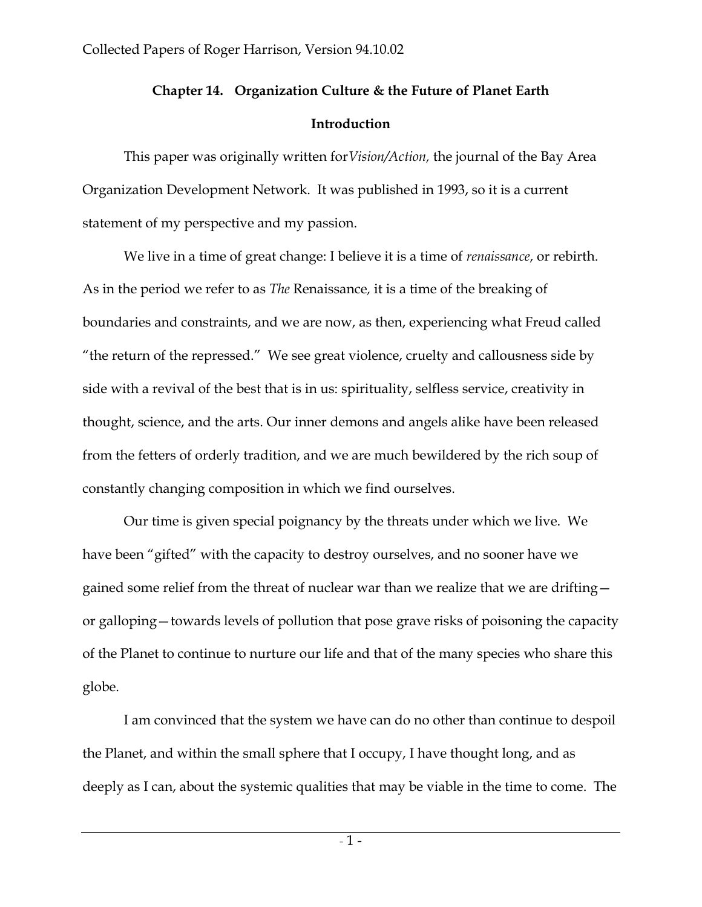## Chapter 14. Organization Culture & the Future of Planet Earth

### Introduction

This paper was originally written for *Vision/Action,* the journal of the Bay Area Organization Development Network. It was published in 1993, so it is a current statement of my perspective and my passion.

We live in a time of great change: I believe it is a time of *renaissance*, or rebirth. As in the period we refer to as *The* Renaissance, it is a time of the breaking of boundaries and constraints, and we are now, as then, experiencing what Freud called "the return of the repressed." We see great violence, cruelty and callousness side by side with a revival of the best that is in us: spirituality, selfless service, creativity in thought, science, and the arts. Our inner demons and angels alike have been released from the fetters of orderly tradition, and we are much bewildered by the rich soup of constantly changing composition in which we find ourselves.

Our time is given special poignancy by the threats under which we live. We have been "gifted" with the capacity to destroy ourselves, and no sooner have we gained some relief from the threat of nuclear war than we realize that we are drifting—or galloping—towards levels of pollution that pose grave risks of poisoning the capacity of the Planet to continue to nurture our life and that of the many species who share this globe.

I am convinced that the system we have can do no other than continue to despoil the Planet, and within the small sphere that I occupy, I have thought long, and as deeply as I can, about the systemic qualities that may be viable in the time to come. The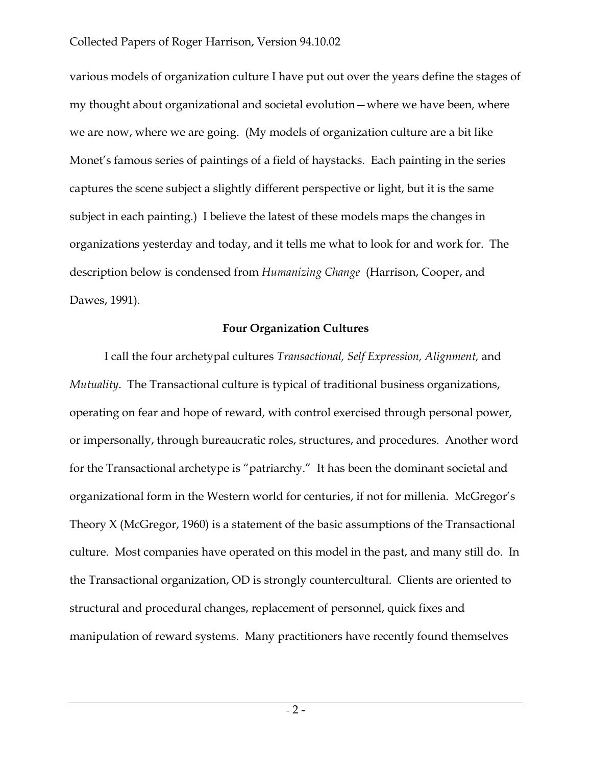various models of organization culture I have put out over the years define the stages of my thought about organizational and societal evolution—where we have been, where we are now, where we are going. (My models of organization culture are a bit like Monet's famous series of paintings of a field of haystacks. Each painting in the series captures the scene subject a slightly different perspective or light, but it is the same subject in each painting.) I believe the latest of these models maps the changes in organizations yesterday and today, and it tells me what to look for and work for. The description below is condensed from *Humanizing Change* (Harrison, Cooper, and Dawes, 1991).

### Four Organization Cultures

I call the four archetypal cultures *Transactional, Self Expression, Alignment,* and *Mutuality*. The Transactional culture is typical of traditional business organizations, operating on fear and hope of reward, with control exercised through personal power, or impersonally, through bureaucratic roles, structures, and procedures. Another word for the Transactional archetype is "patriarchy." It has been the dominant societal and organizational form in the Western world for centuries, if not for millenia. McGregor's Theory X (McGregor, 1960) is a statement of the basic assumptions of the Transactional culture. Most companies have operated on this model in the past, and many still do. In the Transactional organization, OD is strongly countercultural. Clients are oriented to structural and procedural changes, replacement of personnel, quick fixes and manipulation of reward systems. Many practitioners have recently found themselves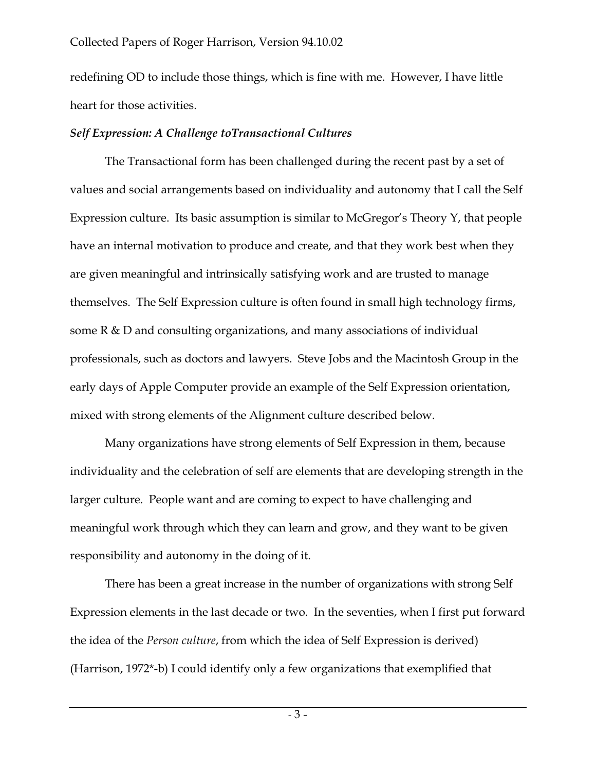redefining OD to include those things, which is fine with me. However, I have little heart for those activities.

***Self Expression: A Challenge toTransactional Cultures***

The Transactional form has been challenged during the recent past by a set of values and social arrangements based on individuality and autonomy that I call the Self Expression culture. Its basic assumption is similar to McGregor's Theory Y, that people have an internal motivation to produce and create, and that they work best when they are given meaningful and intrinsically satisfying work and are trusted to manage themselves. The Self Expression culture is often found in small high technology firms, some R & D and consulting organizations, and many associations of individual professionals, such as doctors and lawyers. Steve Jobs and the Macintosh Group in the early days of Apple Computer provide an example of the Self Expression orientation, mixed with strong elements of the Alignment culture described below.

Many organizations have strong elements of Self Expression in them, because individuality and the celebration of self are elements that are developing strength in the larger culture. People want and are coming to expect to have challenging and meaningful work through which they can learn and grow, and they want to be given responsibility and autonomy in the doing of it.

There has been a great increase in the number of organizations with strong Self Expression elements in the last decade or two. In the seventies, when I first put forward the idea of the *Person culture*, from which the idea of Self Expression is derived) (Harrison, 1972*-b) I could identify only a few organizations that exemplified that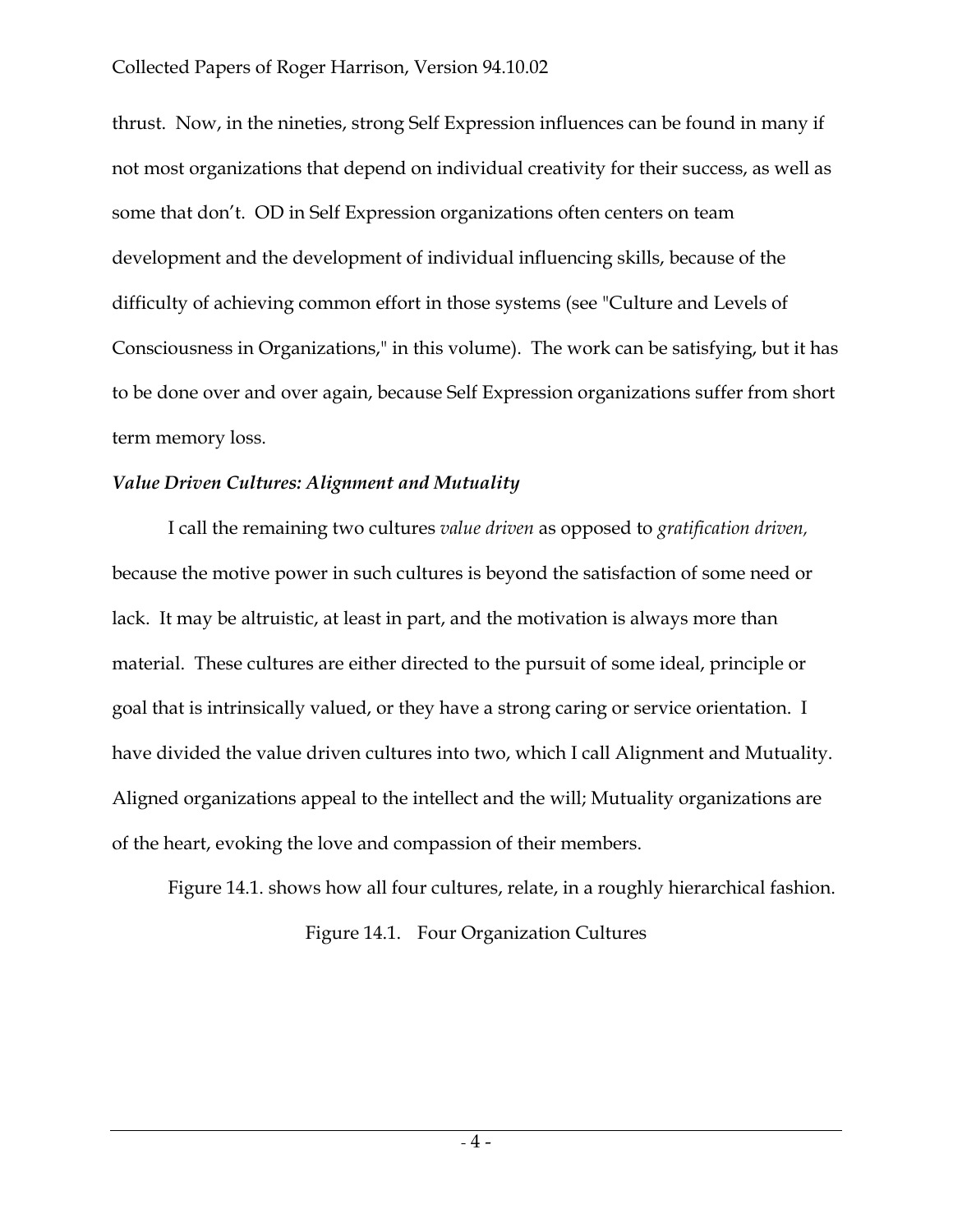thrust. Now, in the nineties, strong Self Expression influences can be found in many if not most organizations that depend on individual creativity for their success, as well as some that don't. OD in Self Expression organizations often centers on team development and the development of individual influencing skills, because of the difficulty of achieving common effort in those systems (see "Culture and Levels of Consciousness in Organizations," in this volume). The work can be satisfying, but it has to be done over and over again, because Self Expression organizations suffer from short term memory loss.

### *Value Driven Cultures: Alignment and Mutuality*

I call the remaining two cultures *value driven* as opposed to *gratification driven,* because the motive power in such cultures is beyond the satisfaction of some need or lack. It may be altruistic, at least in part, and the motivation is always more than material. These cultures are either directed to the pursuit of some ideal, principle or goal that is intrinsically valued, or they have a strong caring or service orientation. I have divided the value driven cultures into two, which I call Alignment and Mutuality. Aligned organizations appeal to the intellect and the will; Mutuality organizations are of the heart, evoking the love and compassion of their members.

Figure 14.1. shows how all four cultures, relate, in a roughly hierarchical fashion.

Figure 14.1. Four Organization Cultures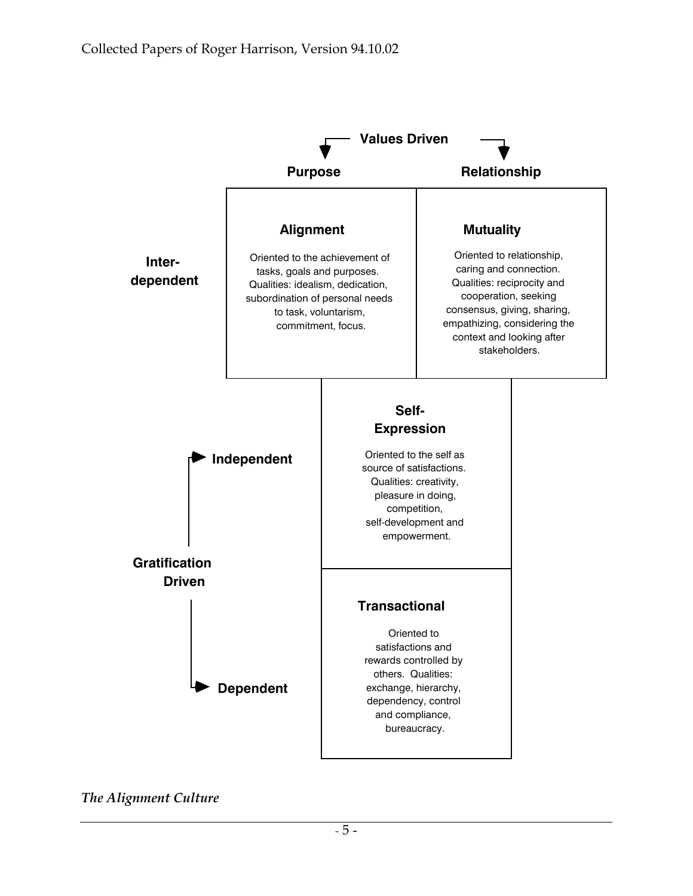**Values Driven**

**Purpose** | **Relationship**

**Inter-dependent**

**Alignment**

Oriented to the achievement of tasks, goals and purposes. Qualities: idealism, dedication, subordination of personal needs to task, voluntarism, commitment, focus.

**Mutuality**

Oriented to relationship, caring and connection. Qualities: reciprocity and cooperation, seeking consensus, giving, sharing, empathizing, considering the context and looking after stakeholders.

**Gratification Driven**

**Independent**

**Self-Expression**

Oriented to the self as source of satisfactions. Qualities: creativity, pleasure in doing, competition, self-development and empowerment.

**Dependent**

**Transactional**

Oriented to satisfactions and rewards controlled by others. Qualities: exchange, hierarchy, dependency, control and compliance, bureaucracy.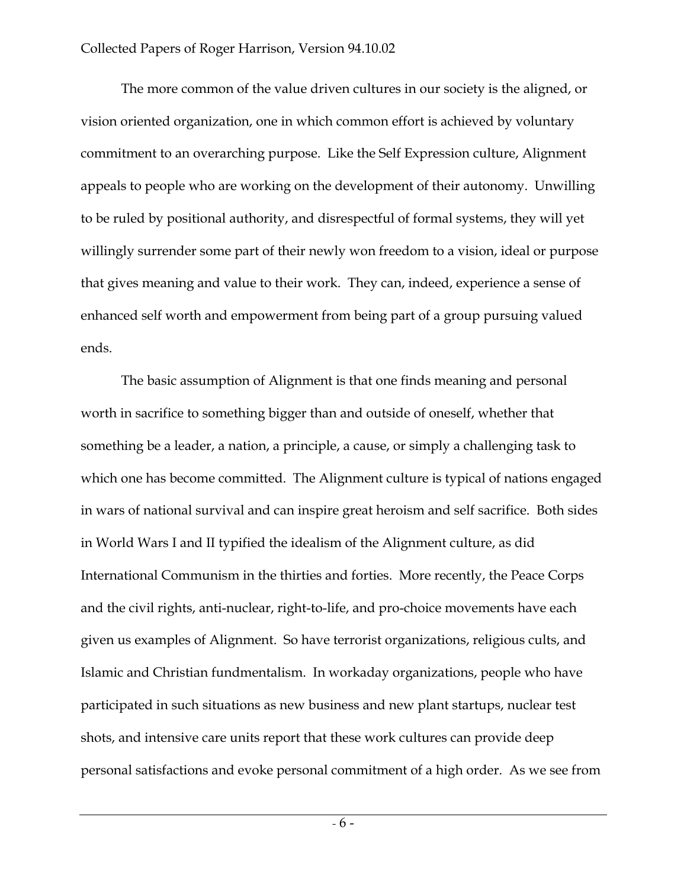The more common of the value driven cultures in our society is the aligned, or vision oriented organization, one in which common effort is achieved by voluntary commitment to an overarching purpose. Like the Self Expression culture, Alignment appeals to people who are working on the development of their autonomy. Unwilling to be ruled by positional authority, and disrespectful of formal systems, they will yet willingly surrender some part of their newly won freedom to a vision, ideal or purpose that gives meaning and value to their work. They can, indeed, experience a sense of enhanced self worth and empowerment from being part of a group pursuing valued ends.

The basic assumption of Alignment is that one finds meaning and personal worth in sacrifice to something bigger than and outside of oneself, whether that something be a leader, a nation, a principle, a cause, or simply a challenging task to which one has become committed. The Alignment culture is typical of nations engaged in wars of national survival and can inspire great heroism and self sacrifice. Both sides in World Wars I and II typified the idealism of the Alignment culture, as did International Communism in the thirties and forties. More recently, the Peace Corps and the civil rights, anti-nuclear, right-to-life, and pro-choice movements have each given us examples of Alignment. So have terrorist organizations, religious cults, and Islamic and Christian fundmentalism. In workaday organizations, people who have participated in such situations as new business and new plant startups, nuclear test shots, and intensive care units report that these work cultures can provide deep personal satisfactions and evoke personal commitment of a high order. As we see from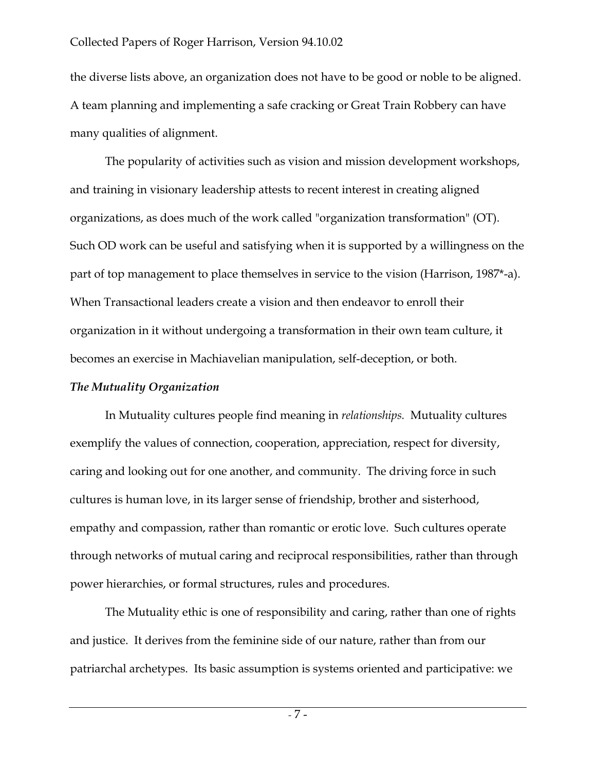the diverse lists above, an organization does not have to be good or noble to be aligned. A team planning and implementing a safe cracking or Great Train Robbery can have many qualities of alignment.

The popularity of activities such as vision and mission development workshops, and training in visionary leadership attests to recent interest in creating aligned organizations, as does much of the work called "organization transformation" (OT). Such OD work can be useful and satisfying when it is supported by a willingness on the part of top management to place themselves in service to the vision (Harrison, 1987*-a). When Transactional leaders create a vision and then endeavor to enroll their organization in it without undergoing a transformation in their own team culture, it becomes an exercise in Machiavelian manipulation, self-deception, or both.

***The Mutuality Organization***

In Mutuality cultures people find meaning in *relationships.* Mutuality cultures exemplify the values of connection, cooperation, appreciation, respect for diversity, caring and looking out for one another, and community. The driving force in such cultures is human love, in its larger sense of friendship, brother and sisterhood, empathy and compassion, rather than romantic or erotic love. Such cultures operate through networks of mutual caring and reciprocal responsibilities, rather than through power hierarchies, or formal structures, rules and procedures.

The Mutuality ethic is one of responsibility and caring, rather than one of rights and justice. It derives from the feminine side of our nature, rather than from our patriarchal archetypes. Its basic assumption is systems oriented and participative: we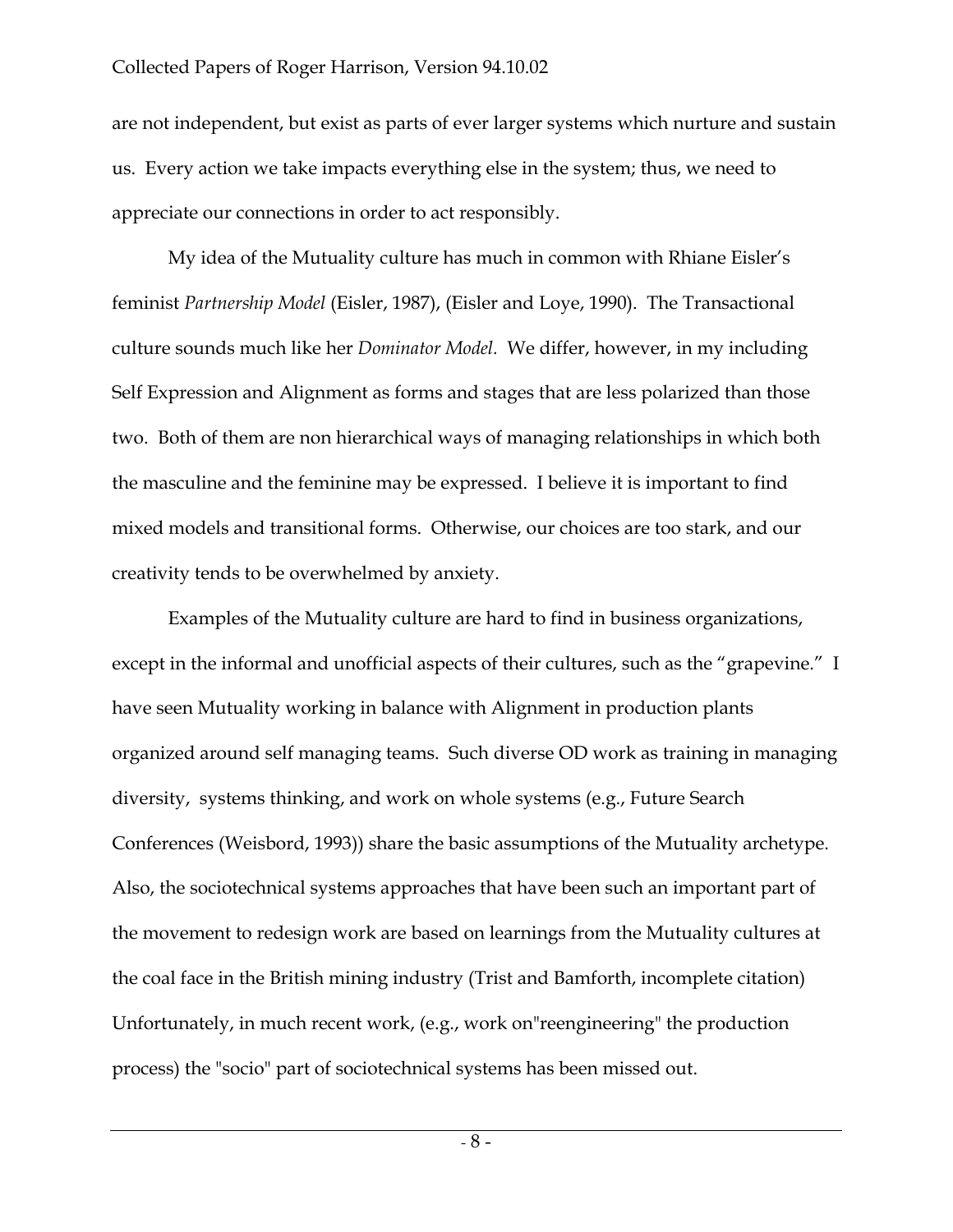are not independent, but exist as parts of ever larger systems which nurture and sustain us. Every action we take impacts everything else in the system; thus, we need to appreciate our connections in order to act responsibly.

My idea of the Mutuality culture has much in common with Rhiane Eisler's feminist *Partnership Model* (Eisler, 1987), (Eisler and Loye, 1990). The Transactional culture sounds much like her *Dominator Model.* We differ, however, in my including Self Expression and Alignment as forms and stages that are less polarized than those two. Both of them are non hierarchical ways of managing relationships in which both the masculine and the feminine may be expressed. I believe it is important to find mixed models and transitional forms. Otherwise, our choices are too stark, and our creativity tends to be overwhelmed by anxiety.

Examples of the Mutuality culture are hard to find in business organizations, except in the informal and unofficial aspects of their cultures, such as the "grapevine." I have seen Mutuality working in balance with Alignment in production plants organized around self managing teams. Such diverse OD work as training in managing diversity, systems thinking, and work on whole systems (e.g., Future Search Conferences (Weisbord, 1993)) share the basic assumptions of the Mutuality archetype. Also, the sociotechnical systems approaches that have been such an important part of the movement to redesign work are based on learnings from the Mutuality cultures at the coal face in the British mining industry (Trist and Bamforth, incomplete citation) Unfortunately, in much recent work, (e.g., work on"reengineering" the production process) the "socio" part of sociotechnical systems has been missed out.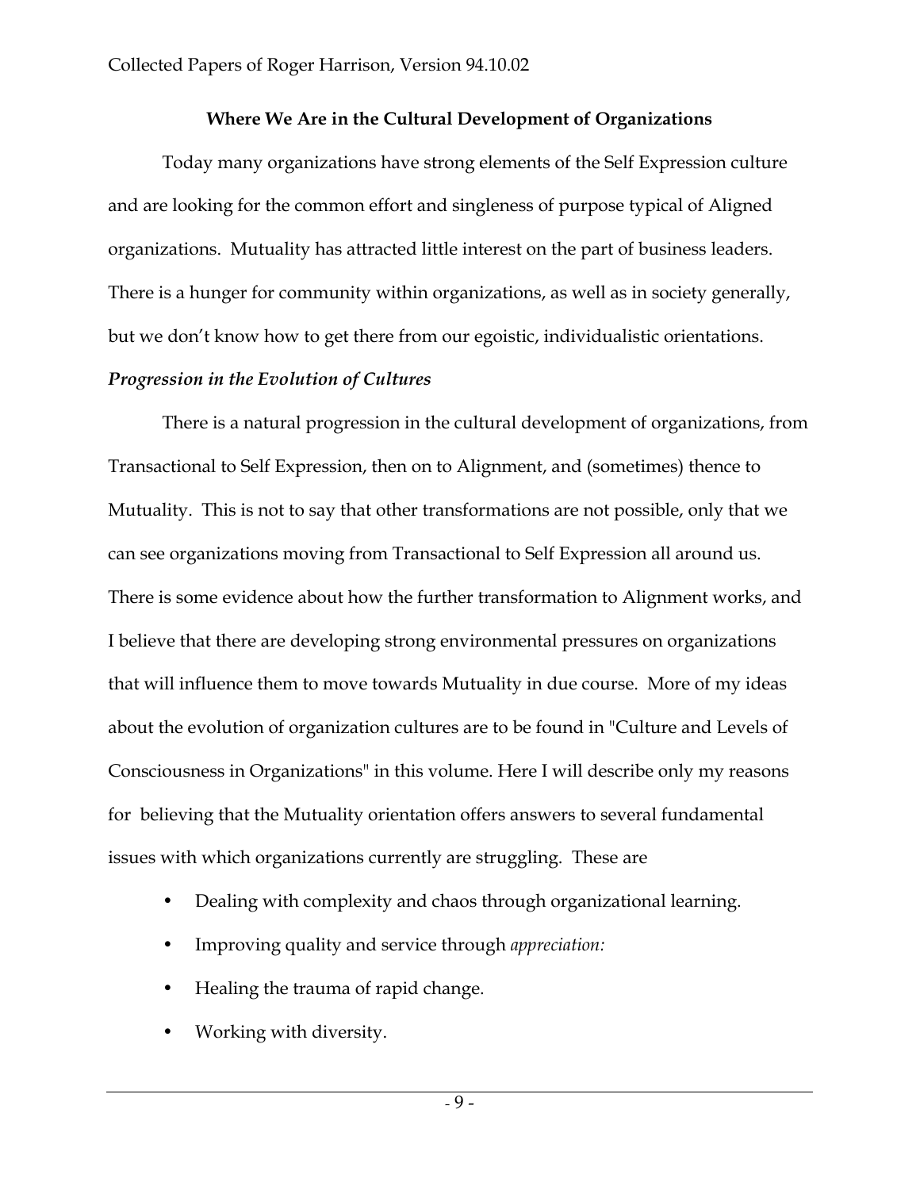**Where We Are in the Cultural Development of Organizations**

Today many organizations have strong elements of the Self Expression culture and are looking for the common effort and singleness of purpose typical of Aligned organizations. Mutuality has attracted little interest on the part of business leaders. There is a hunger for community within organizations, as well as in society generally, but we don't know how to get there from our egoistic, individualistic orientations.

***Progression in the Evolution of Cultures***

There is a natural progression in the cultural development of organizations, from Transactional to Self Expression, then on to Alignment, and (sometimes) thence to Mutuality. This is not to say that other transformations are not possible, only that we can see organizations moving from Transactional to Self Expression all around us. There is some evidence about how the further transformation to Alignment works, and I believe that there are developing strong environmental pressures on organizations that will influence them to move towards Mutuality in due course. More of my ideas about the evolution of organization cultures are to be found in "Culture and Levels of Consciousness in Organizations" in this volume. Here I will describe only my reasons for believing that the Mutuality orientation offers answers to several fundamental issues with which organizations currently are struggling. These are

- Dealing with complexity and chaos through organizational learning.
- Improving quality and service through *appreciation:*
- Healing the trauma of rapid change.
- Working with diversity.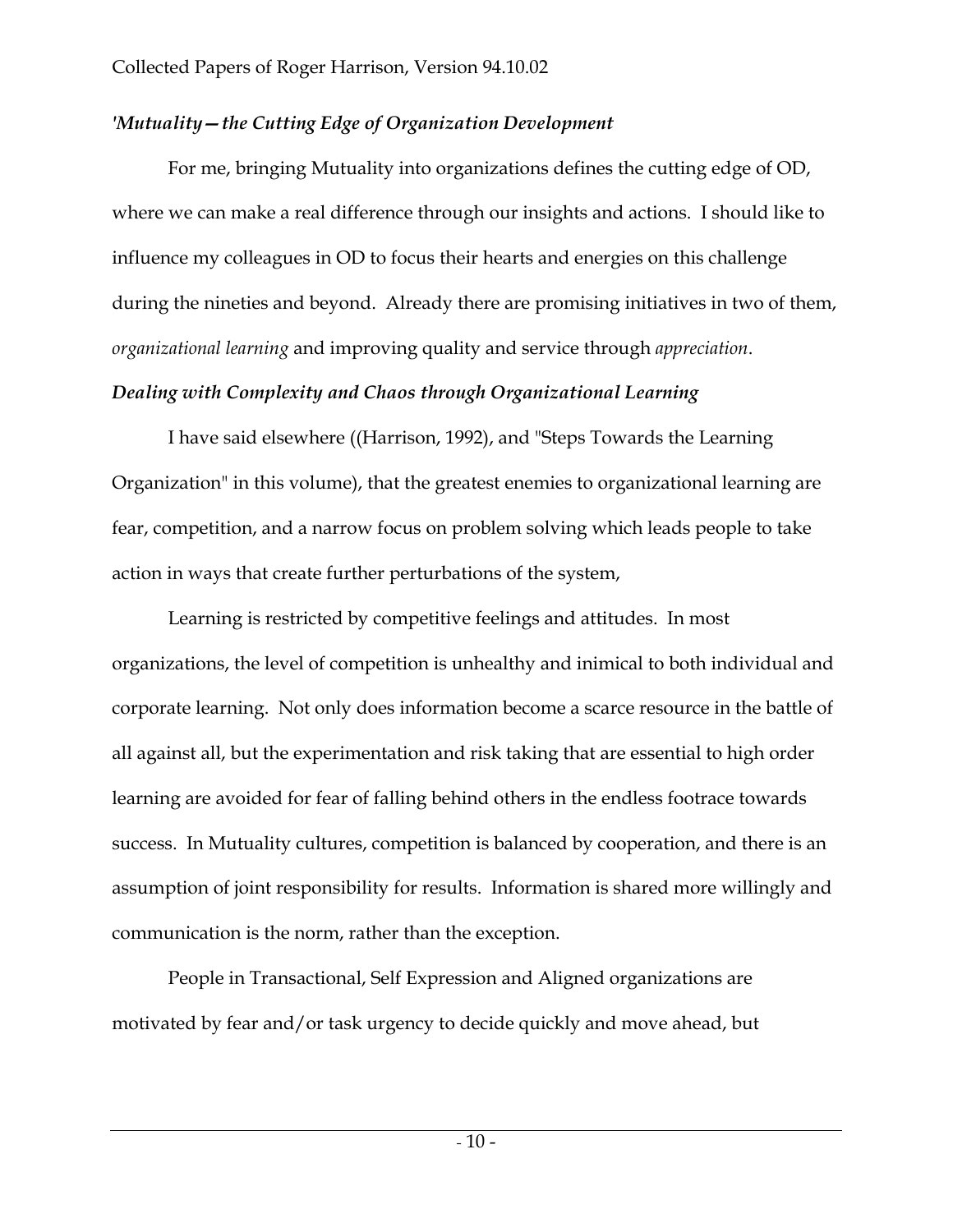*'Mutuality—the Cutting Edge of Organization Development*

For me, bringing Mutuality into organizations defines the cutting edge of OD, where we can make a real difference through our insights and actions. I should like to influence my colleagues in OD to focus their hearts and energies on this challenge during the nineties and beyond. Already there are promising initiatives in two of them, *organizational learning* and improving quality and service through *appreciation*.

***Dealing with Complexity and Chaos through Organizational Learning***

I have said elsewhere ((Harrison, 1992), and "Steps Towards the Learning Organization" in this volume), that the greatest enemies to organizational learning are fear, competition, and a narrow focus on problem solving which leads people to take action in ways that create further perturbations of the system,

Learning is restricted by competitive feelings and attitudes. In most organizations, the level of competition is unhealthy and inimical to both individual and corporate learning. Not only does information become a scarce resource in the battle of all against all, but the experimentation and risk taking that are essential to high order learning are avoided for fear of falling behind others in the endless footrace towards success. In Mutuality cultures, competition is balanced by cooperation, and there is an assumption of joint responsibility for results. Information is shared more willingly and communication is the norm, rather than the exception.

People in Transactional, Self Expression and Aligned organizations are motivated by fear and/or task urgency to decide quickly and move ahead, but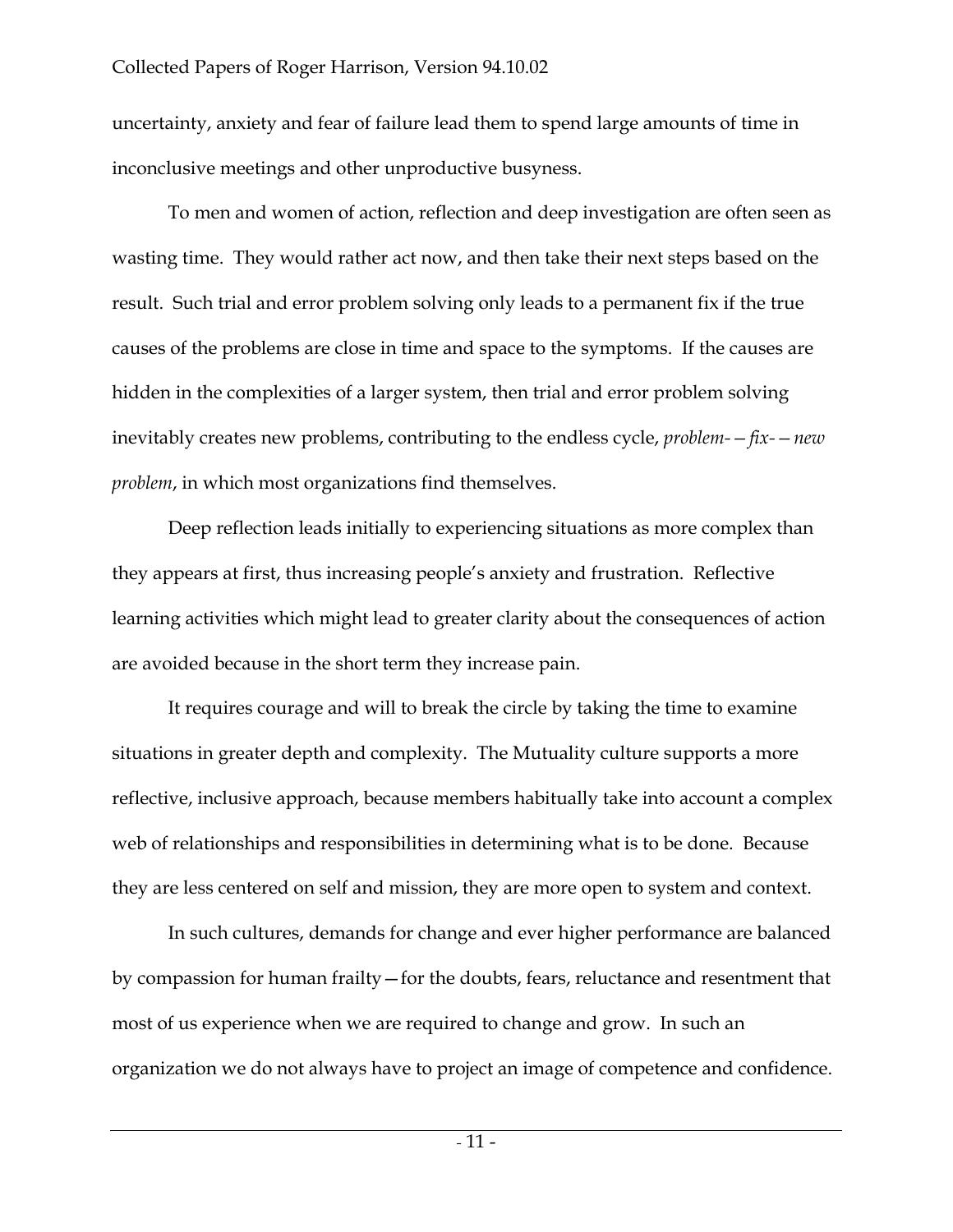uncertainty, anxiety and fear of failure lead them to spend large amounts of time in inconclusive meetings and other unproductive busyness.

To men and women of action, reflection and deep investigation are often seen as wasting time. They would rather act now, and then take their next steps based on the result. Such trial and error problem solving only leads to a permanent fix if the true causes of the problems are close in time and space to the symptoms. If the causes are hidden in the complexities of a larger system, then trial and error problem solving inevitably creates new problems, contributing to the endless cycle, *problem-—fix-—new problem*, in which most organizations find themselves.

Deep reflection leads initially to experiencing situations as more complex than they appears at first, thus increasing people's anxiety and frustration. Reflective learning activities which might lead to greater clarity about the consequences of action are avoided because in the short term they increase pain.

It requires courage and will to break the circle by taking the time to examine situations in greater depth and complexity. The Mutuality culture supports a more reflective, inclusive approach, because members habitually take into account a complex web of relationships and responsibilities in determining what is to be done. Because they are less centered on self and mission, they are more open to system and context.

In such cultures, demands for change and ever higher performance are balanced by compassion for human frailty—for the doubts, fears, reluctance and resentment that most of us experience when we are required to change and grow. In such an organization we do not always have to project an image of competence and confidence.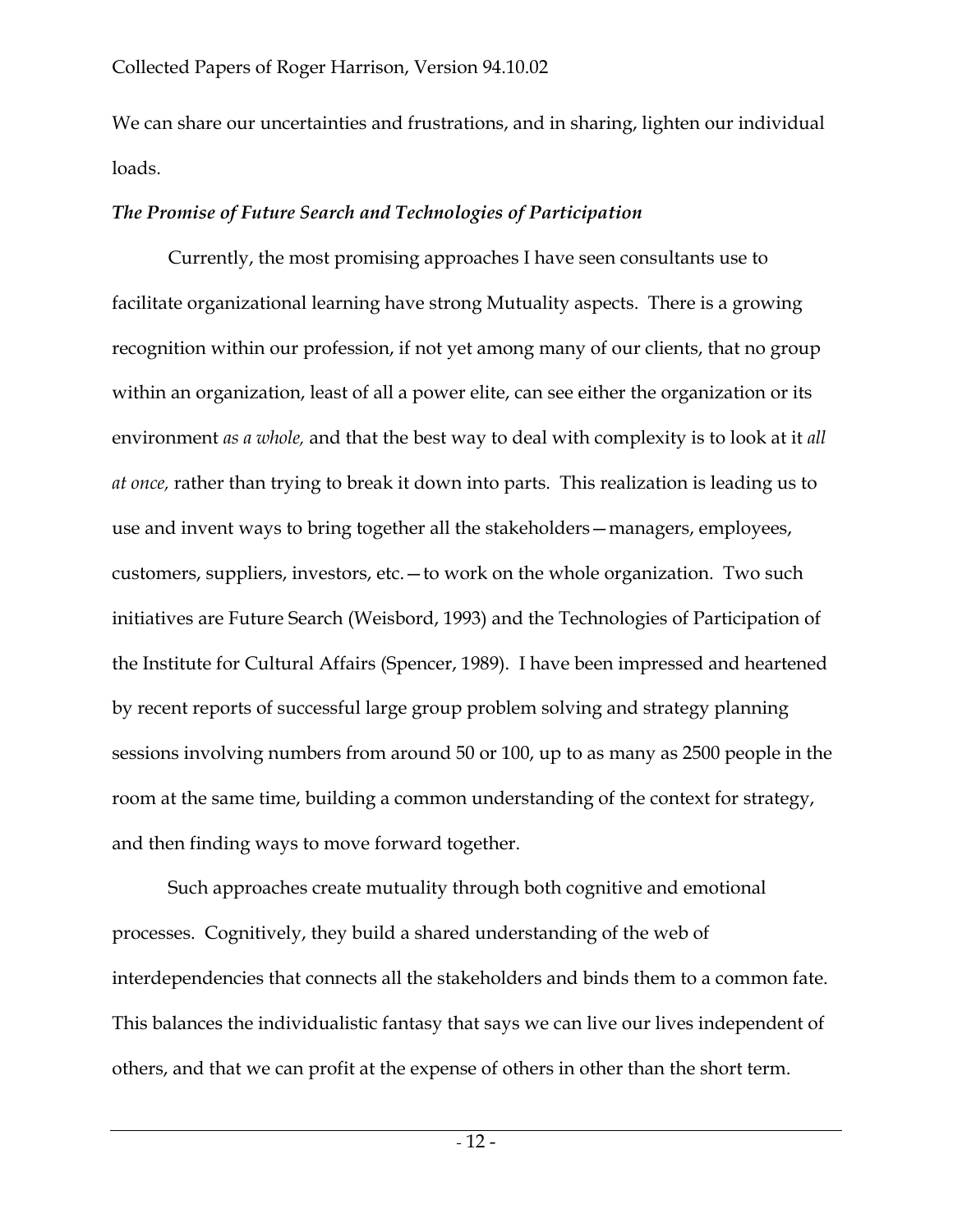We can share our uncertainties and frustrations, and in sharing, lighten our individual loads.

***The Promise of Future Search and Technologies of Participation***

Currently, the most promising approaches I have seen consultants use to facilitate organizational learning have strong Mutuality aspects. There is a growing recognition within our profession, if not yet among many of our clients, that no group within an organization, least of all a power elite, can see either the organization or its environment *as a whole,* and that the best way to deal with complexity is to look at it *all at once,* rather than trying to break it down into parts. This realization is leading us to use and invent ways to bring together all the stakeholders—managers, employees, customers, suppliers, investors, etc.—to work on the whole organization. Two such initiatives are Future Search (Weisbord, 1993) and the Technologies of Participation of the Institute for Cultural Affairs (Spencer, 1989). I have been impressed and heartened by recent reports of successful large group problem solving and strategy planning sessions involving numbers from around 50 or 100, up to as many as 2500 people in the room at the same time, building a common understanding of the context for strategy, and then finding ways to move forward together.

Such approaches create mutuality through both cognitive and emotional processes. Cognitively, they build a shared understanding of the web of interdependencies that connects all the stakeholders and binds them to a common fate. This balances the individualistic fantasy that says we can live our lives independent of others, and that we can profit at the expense of others in other than the short term.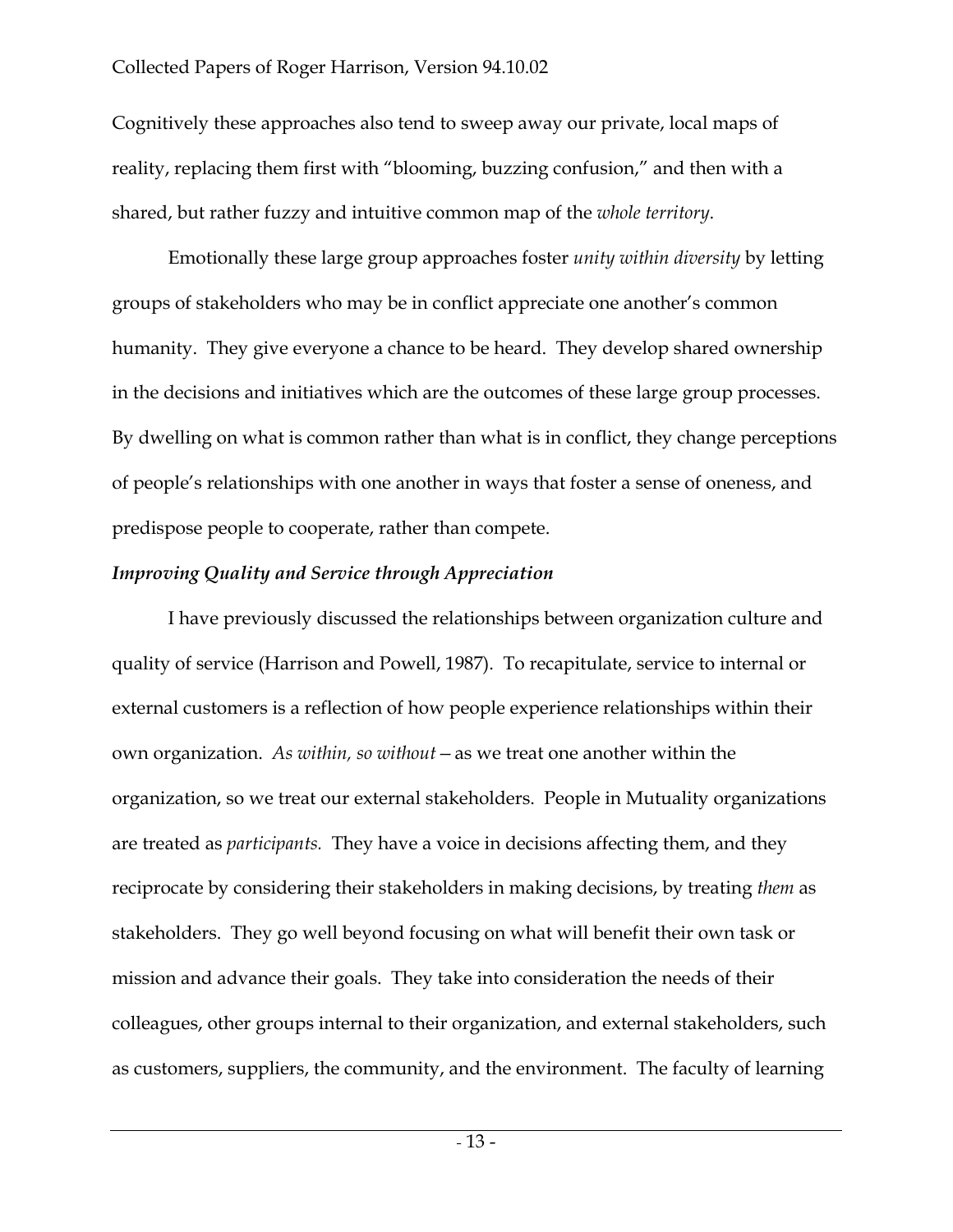Cognitively these approaches also tend to sweep away our private, local maps of reality, replacing them first with "blooming, buzzing confusion," and then with a shared, but rather fuzzy and intuitive common map of the *whole territory*.

Emotionally these large group approaches foster *unity within diversity* by letting groups of stakeholders who may be in conflict appreciate one another's common humanity. They give everyone a chance to be heard. They develop shared ownership in the decisions and initiatives which are the outcomes of these large group processes. By dwelling on what is common rather than what is in conflict, they change perceptions of people's relationships with one another in ways that foster a sense of oneness, and predispose people to cooperate, rather than compete.

***Improving Quality and Service through Appreciation***

I have previously discussed the relationships between organization culture and quality of service (Harrison and Powell, 1987). To recapitulate, service to internal or external customers is a reflection of how people experience relationships within their own organization. *As within, so without*—as we treat one another within the organization, so we treat our external stakeholders. People in Mutuality organizations are treated as *participants.* They have a voice in decisions affecting them, and they reciprocate by considering their stakeholders in making decisions, by treating *them* as stakeholders. They go well beyond focusing on what will benefit their own task or mission and advance their goals. They take into consideration the needs of their colleagues, other groups internal to their organization, and external stakeholders, such as customers, suppliers, the community, and the environment. The faculty of learning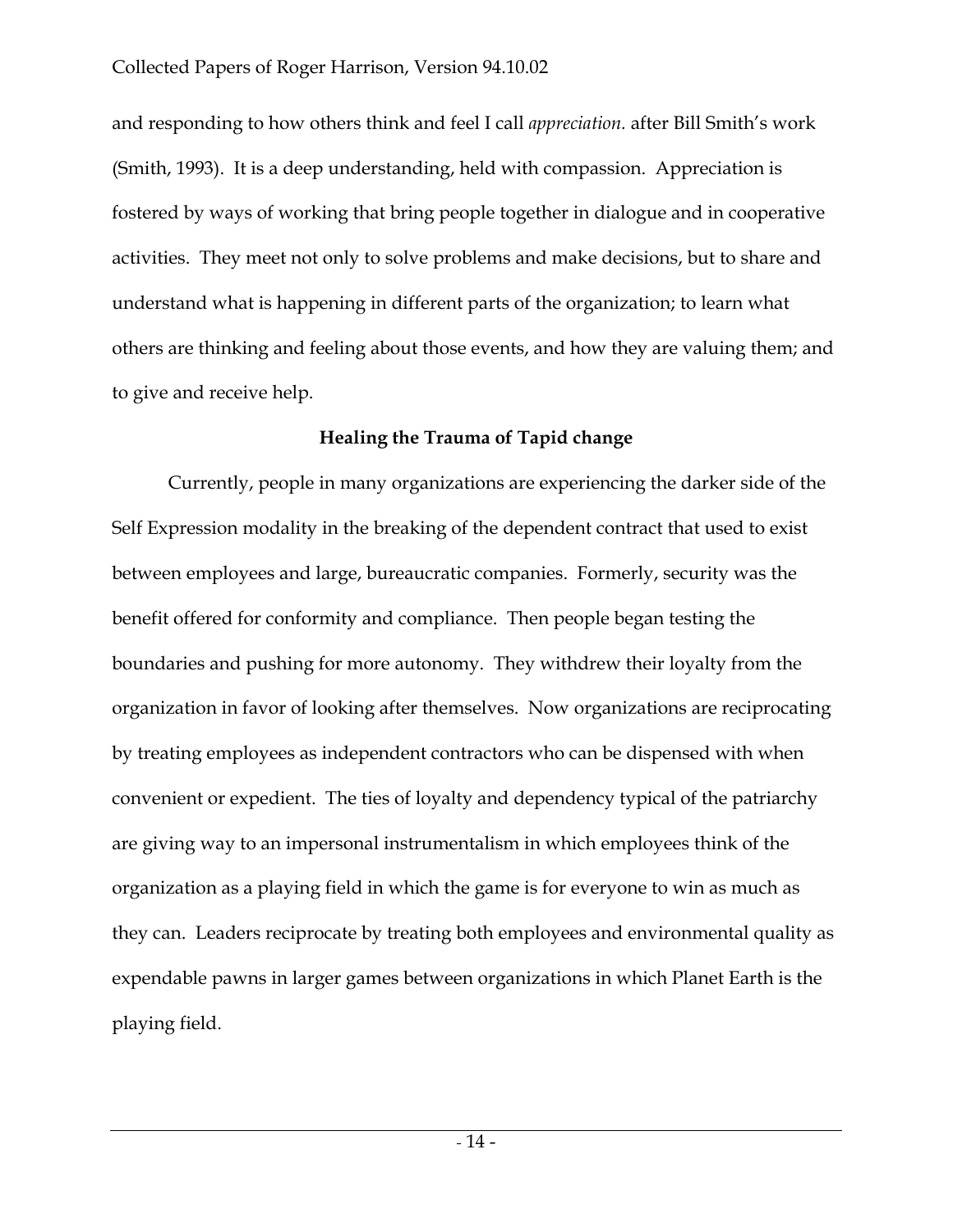and responding to how others think and feel I call *appreciation.* after Bill Smith's work (Smith, 1993). It is a deep understanding, held with compassion. Appreciation is fostered by ways of working that bring people together in dialogue and in cooperative activities. They meet not only to solve problems and make decisions, but to share and understand what is happening in different parts of the organization; to learn what others are thinking and feeling about those events, and how they are valuing them; and to give and receive help.

### Healing the Trauma of Tapid change

Currently, people in many organizations are experiencing the darker side of the Self Expression modality in the breaking of the dependent contract that used to exist between employees and large, bureaucratic companies. Formerly, security was the benefit offered for conformity and compliance. Then people began testing the boundaries and pushing for more autonomy. They withdrew their loyalty from the organization in favor of looking after themselves. Now organizations are reciprocating by treating employees as independent contractors who can be dispensed with when convenient or expedient. The ties of loyalty and dependency typical of the patriarchy are giving way to an impersonal instrumentalism in which employees think of the organization as a playing field in which the game is for everyone to win as much as they can. Leaders reciprocate by treating both employees and environmental quality as expendable pawns in larger games between organizations in which Planet Earth is the playing field.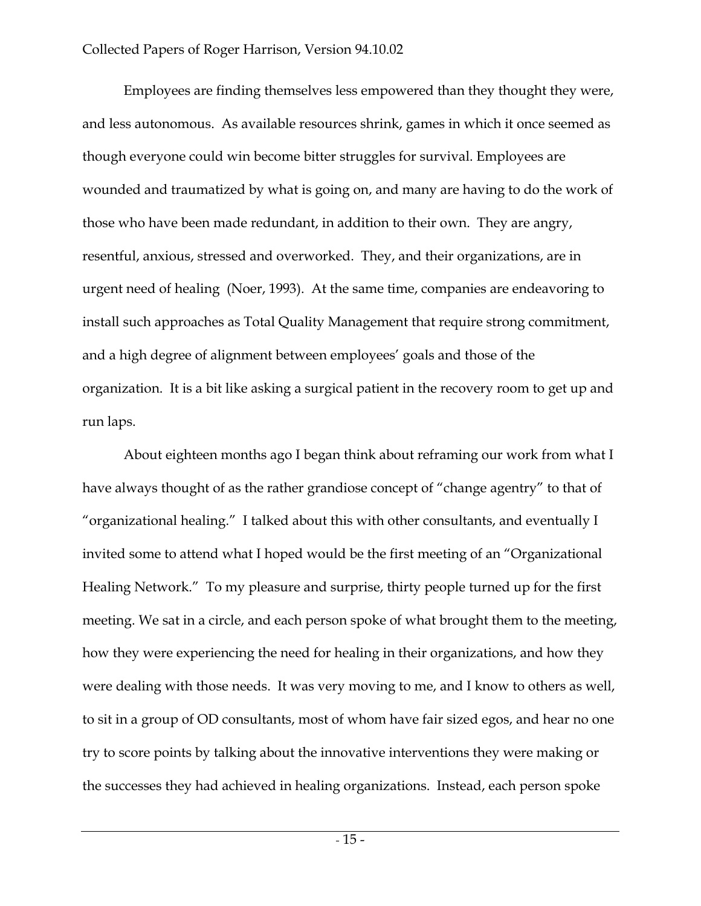Employees are finding themselves less empowered than they thought they were, and less autonomous. As available resources shrink, games in which it once seemed as though everyone could win become bitter struggles for survival. Employees are wounded and traumatized by what is going on, and many are having to do the work of those who have been made redundant, in addition to their own. They are angry, resentful, anxious, stressed and overworked. They, and their organizations, are in urgent need of healing (Noer, 1993). At the same time, companies are endeavoring to install such approaches as Total Quality Management that require strong commitment, and a high degree of alignment between employees' goals and those of the organization. It is a bit like asking a surgical patient in the recovery room to get up and run laps.

About eighteen months ago I began think about reframing our work from what I have always thought of as the rather grandiose concept of "change agentry" to that of "organizational healing." I talked about this with other consultants, and eventually I invited some to attend what I hoped would be the first meeting of an "Organizational Healing Network." To my pleasure and surprise, thirty people turned up for the first meeting. We sat in a circle, and each person spoke of what brought them to the meeting, how they were experiencing the need for healing in their organizations, and how they were dealing with those needs. It was very moving to me, and I know to others as well, to sit in a group of OD consultants, most of whom have fair sized egos, and hear no one try to score points by talking about the innovative interventions they were making or the successes they had achieved in healing organizations. Instead, each person spoke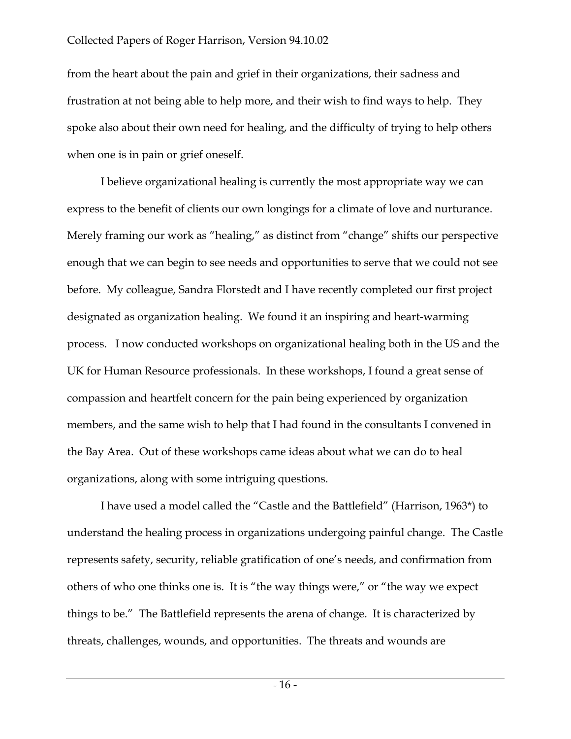from the heart about the pain and grief in their organizations, their sadness and frustration at not being able to help more, and their wish to find ways to help. They spoke also about their own need for healing, and the difficulty of trying to help others when one is in pain or grief oneself.

I believe organizational healing is currently the most appropriate way we can express to the benefit of clients our own longings for a climate of love and nurturance. Merely framing our work as "healing," as distinct from "change" shifts our perspective enough that we can begin to see needs and opportunities to serve that we could not see before. My colleague, Sandra Florstedt and I have recently completed our first project designated as organization healing. We found it an inspiring and heart-warming process. I now conducted workshops on organizational healing both in the US and the UK for Human Resource professionals. In these workshops, I found a great sense of compassion and heartfelt concern for the pain being experienced by organization members, and the same wish to help that I had found in the consultants I convened in the Bay Area. Out of these workshops came ideas about what we can do to heal organizations, along with some intriguing questions.

I have used a model called the "Castle and the Battlefield" (Harrison, 1963*) to understand the healing process in organizations undergoing painful change. The Castle represents safety, security, reliable gratification of one's needs, and confirmation from others of who one thinks one is. It is "the way things were," or "the way we expect things to be." The Battlefield represents the arena of change. It is characterized by threats, challenges, wounds, and opportunities. The threats and wounds are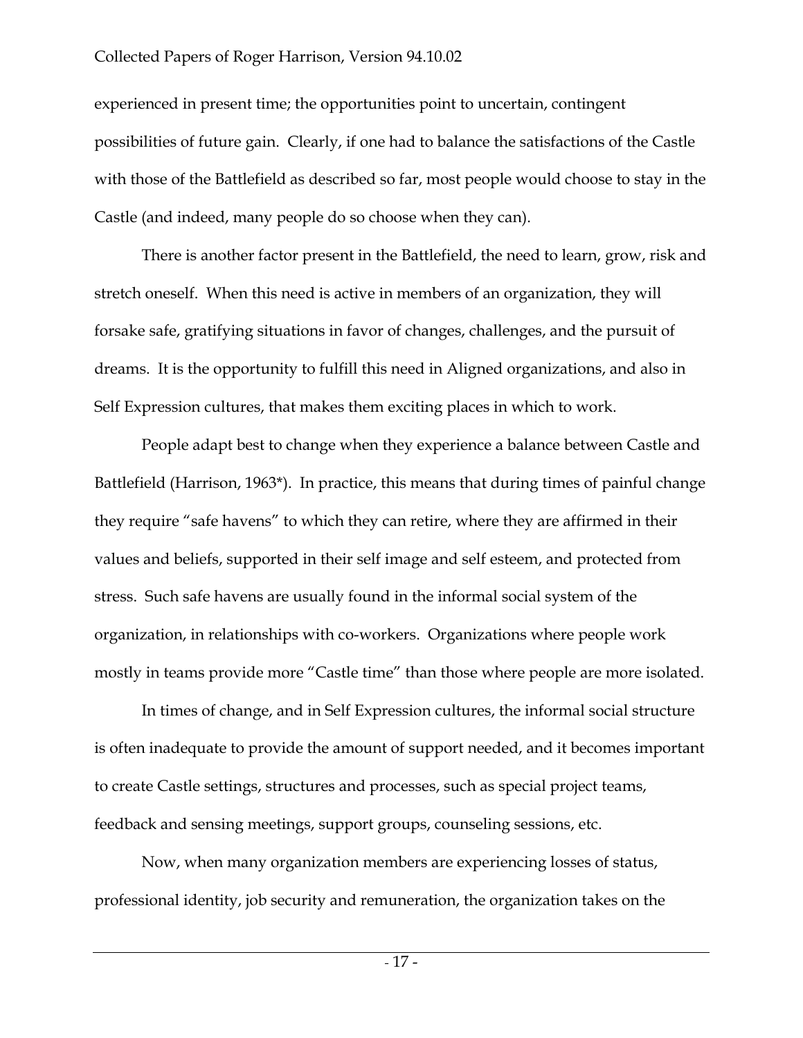experienced in present time; the opportunities point to uncertain, contingent possibilities of future gain. Clearly, if one had to balance the satisfactions of the Castle with those of the Battlefield as described so far, most people would choose to stay in the Castle (and indeed, many people do so choose when they can).

There is another factor present in the Battlefield, the need to learn, grow, risk and stretch oneself. When this need is active in members of an organization, they will forsake safe, gratifying situations in favor of changes, challenges, and the pursuit of dreams. It is the opportunity to fulfill this need in Aligned organizations, and also in Self Expression cultures, that makes them exciting places in which to work.

People adapt best to change when they experience a balance between Castle and Battlefield (Harrison, 1963*). In practice, this means that during times of painful change they require "safe havens" to which they can retire, where they are affirmed in their values and beliefs, supported in their self image and self esteem, and protected from stress. Such safe havens are usually found in the informal social system of the organization, in relationships with co-workers. Organizations where people work mostly in teams provide more "Castle time" than those where people are more isolated.

In times of change, and in Self Expression cultures, the informal social structure is often inadequate to provide the amount of support needed, and it becomes important to create Castle settings, structures and processes, such as special project teams, feedback and sensing meetings, support groups, counseling sessions, etc.

Now, when many organization members are experiencing losses of status, professional identity, job security and remuneration, the organization takes on the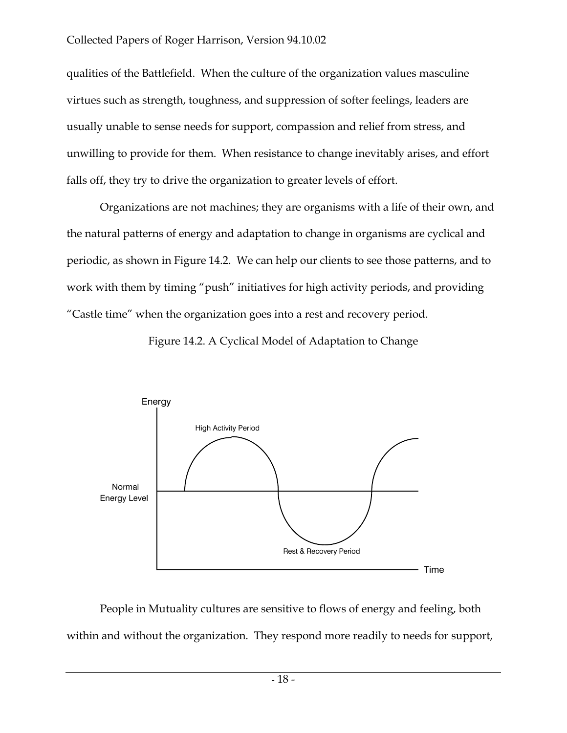qualities of the Battlefield. When the culture of the organization values masculine virtues such as strength, toughness, and suppression of softer feelings, leaders are usually unable to sense needs for support, compassion and relief from stress, and unwilling to provide for them. When resistance to change inevitably arises, and effort falls off, they try to drive the organization to greater levels of effort.

Organizations are not machines; they are organisms with a life of their own, and the natural patterns of energy and adaptation to change in organisms are cyclical and periodic, as shown in Figure 14.2. We can help our clients to see those patterns, and to work with them by timing "push" initiatives for high activity periods, and providing "Castle time" when the organization goes into a rest and recovery period.

Figure 14.2. A Cyclical Model of Adaptation to Change

People in Mutuality cultures are sensitive to flows of energy and feeling, both within and without the organization. They respond more readily to needs for support,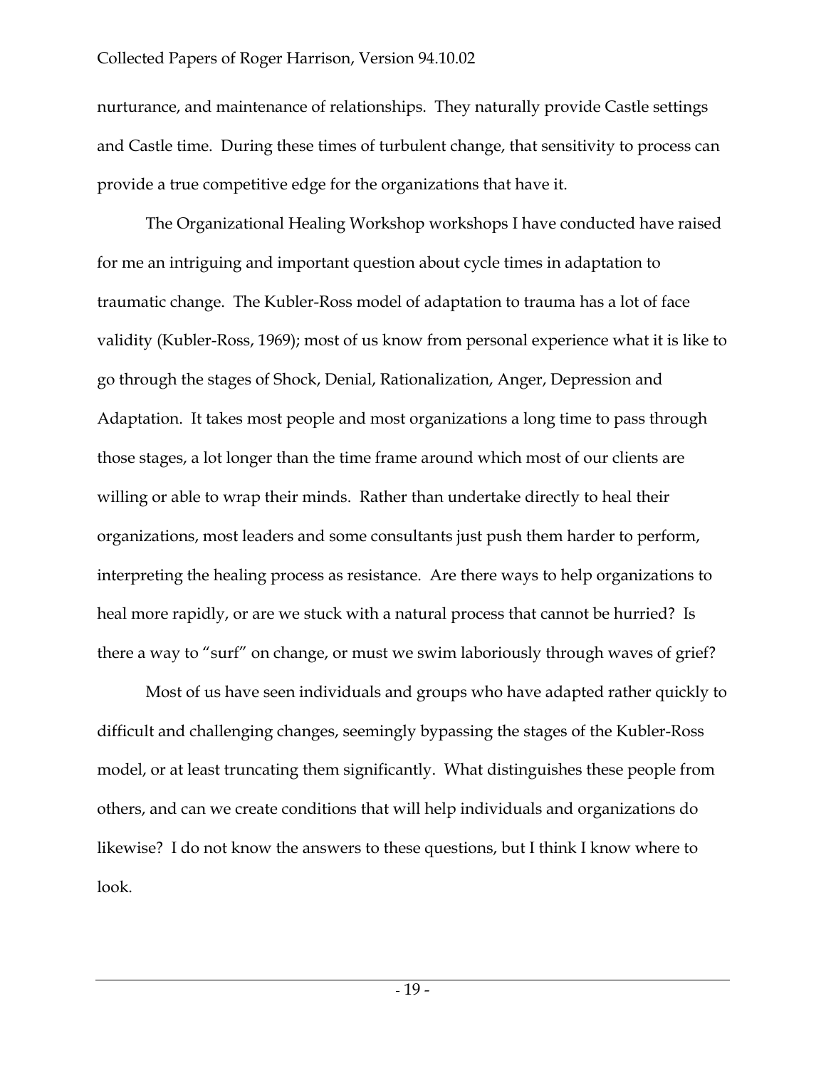nurturance, and maintenance of relationships. They naturally provide Castle settings and Castle time. During these times of turbulent change, that sensitivity to process can provide a true competitive edge for the organizations that have it.

The Organizational Healing Workshop workshops I have conducted have raised for me an intriguing and important question about cycle times in adaptation to traumatic change. The Kubler-Ross model of adaptation to trauma has a lot of face validity (Kubler-Ross, 1969); most of us know from personal experience what it is like to go through the stages of Shock, Denial, Rationalization, Anger, Depression and Adaptation. It takes most people and most organizations a long time to pass through those stages, a lot longer than the time frame around which most of our clients are willing or able to wrap their minds. Rather than undertake directly to heal their organizations, most leaders and some consultants just push them harder to perform, interpreting the healing process as resistance. Are there ways to help organizations to heal more rapidly, or are we stuck with a natural process that cannot be hurried? Is there a way to "surf" on change, or must we swim laboriously through waves of grief?

Most of us have seen individuals and groups who have adapted rather quickly to difficult and challenging changes, seemingly bypassing the stages of the Kubler-Ross model, or at least truncating them significantly. What distinguishes these people from others, and can we create conditions that will help individuals and organizations do likewise? I do not know the answers to these questions, but I think I know where to look.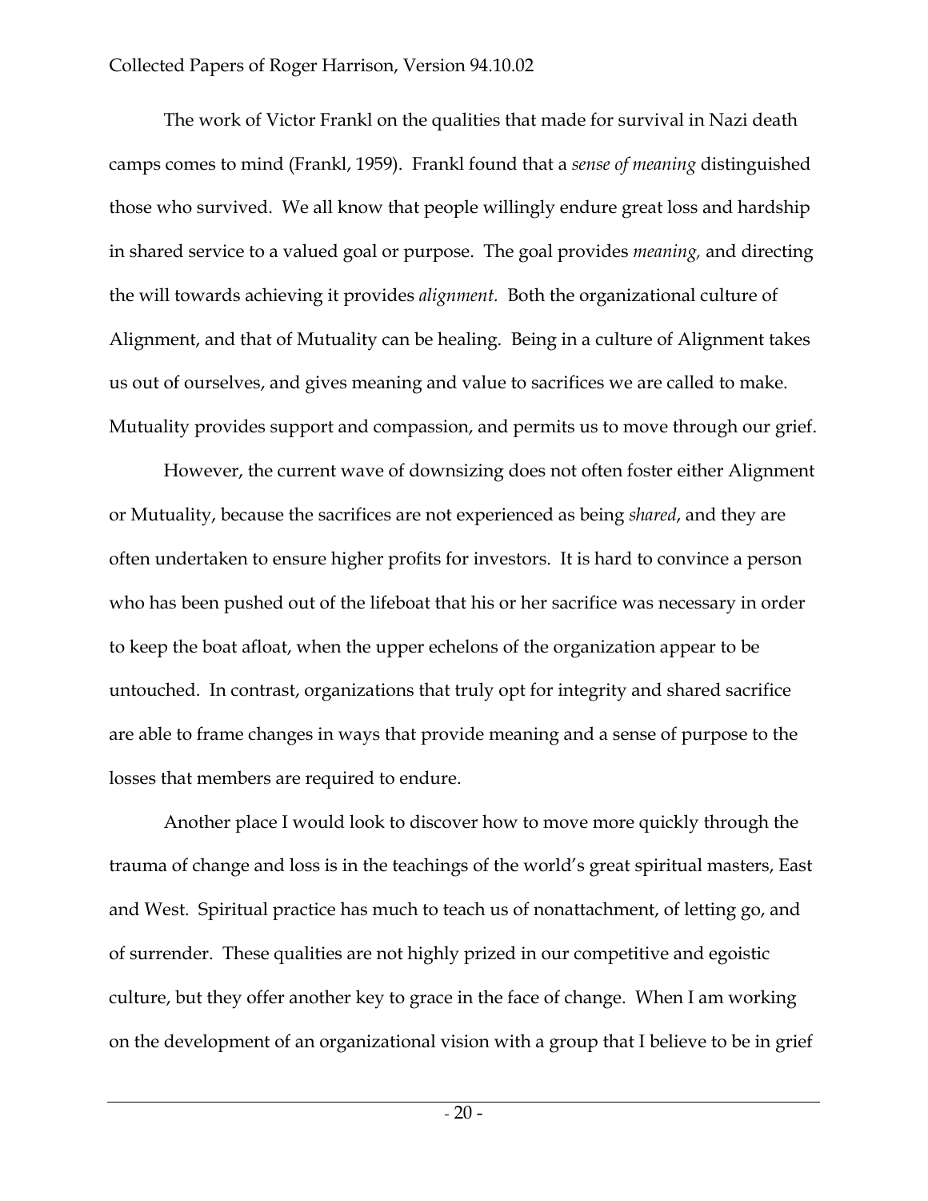The work of Victor Frankl on the qualities that made for survival in Nazi death camps comes to mind (Frankl, 1959). Frankl found that a *sense of meaning* distinguished those who survived. We all know that people willingly endure great loss and hardship in shared service to a valued goal or purpose. The goal provides *meaning,* and directing the will towards achieving it provides *alignment.* Both the organizational culture of Alignment, and that of Mutuality can be healing. Being in a culture of Alignment takes us out of ourselves, and gives meaning and value to sacrifices we are called to make. Mutuality provides support and compassion, and permits us to move through our grief.

However, the current wave of downsizing does not often foster either Alignment or Mutuality, because the sacrifices are not experienced as being *shared*, and they are often undertaken to ensure higher profits for investors. It is hard to convince a person who has been pushed out of the lifeboat that his or her sacrifice was necessary in order to keep the boat afloat, when the upper echelons of the organization appear to be untouched. In contrast, organizations that truly opt for integrity and shared sacrifice are able to frame changes in ways that provide meaning and a sense of purpose to the losses that members are required to endure.

Another place I would look to discover how to move more quickly through the trauma of change and loss is in the teachings of the world's great spiritual masters, East and West. Spiritual practice has much to teach us of nonattachment, of letting go, and of surrender. These qualities are not highly prized in our competitive and egoistic culture, but they offer another key to grace in the face of change. When I am working on the development of an organizational vision with a group that I believe to be in grief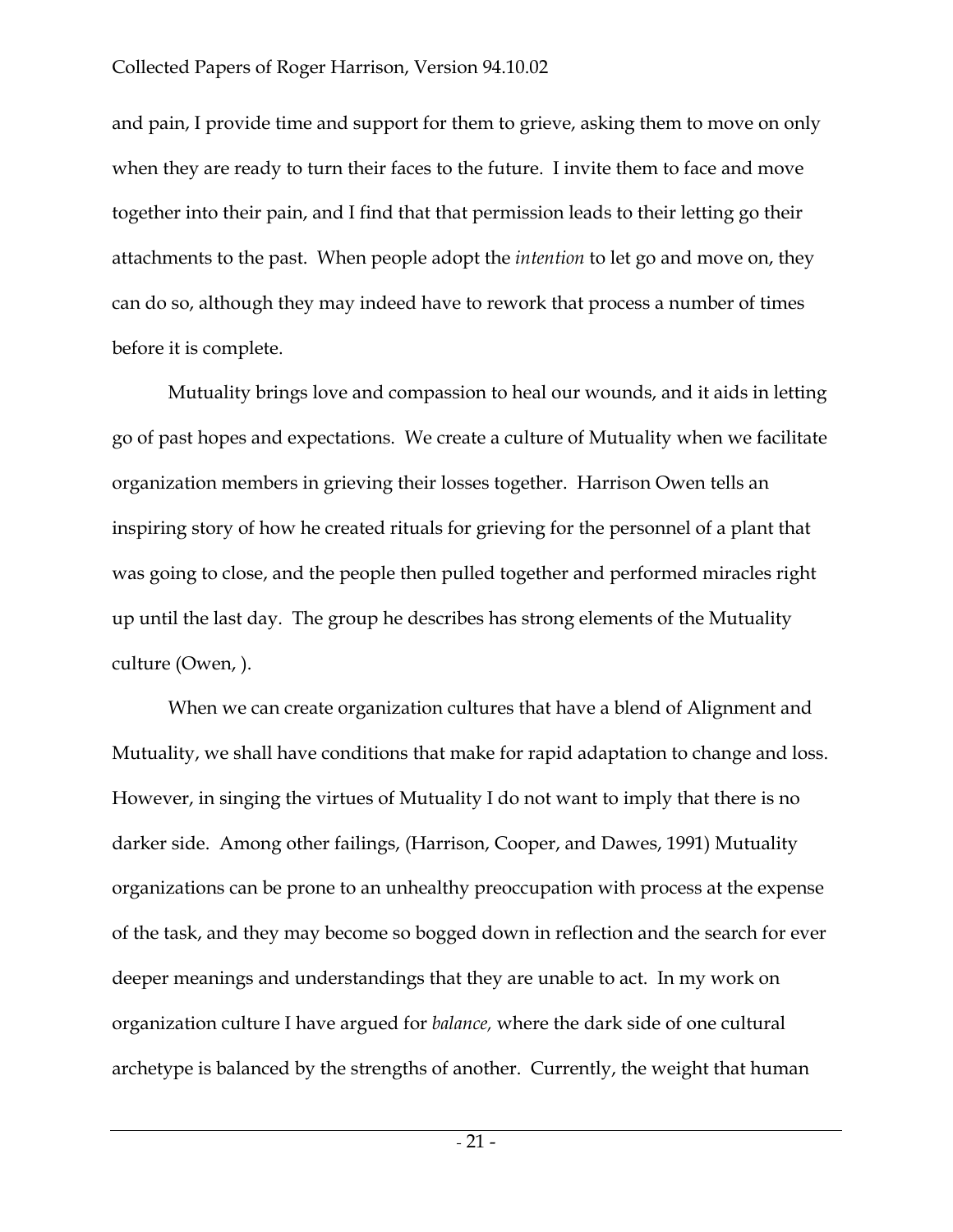and pain, I provide time and support for them to grieve, asking them to move on only when they are ready to turn their faces to the future. I invite them to face and move together into their pain, and I find that that permission leads to their letting go their attachments to the past. When people adopt the *intention* to let go and move on, they can do so, although they may indeed have to rework that process a number of times before it is complete.

Mutuality brings love and compassion to heal our wounds, and it aids in letting go of past hopes and expectations. We create a culture of Mutuality when we facilitate organization members in grieving their losses together. Harrison Owen tells an inspiring story of how he created rituals for grieving for the personnel of a plant that was going to close, and the people then pulled together and performed miracles right up until the last day. The group he describes has strong elements of the Mutuality culture (Owen, ).

When we can create organization cultures that have a blend of Alignment and Mutuality, we shall have conditions that make for rapid adaptation to change and loss. However, in singing the virtues of Mutuality I do not want to imply that there is no darker side. Among other failings, (Harrison, Cooper, and Dawes, 1991) Mutuality organizations can be prone to an unhealthy preoccupation with process at the expense of the task, and they may become so bogged down in reflection and the search for ever deeper meanings and understandings that they are unable to act. In my work on organization culture I have argued for *balance,* where the dark side of one cultural archetype is balanced by the strengths of another. Currently, the weight that human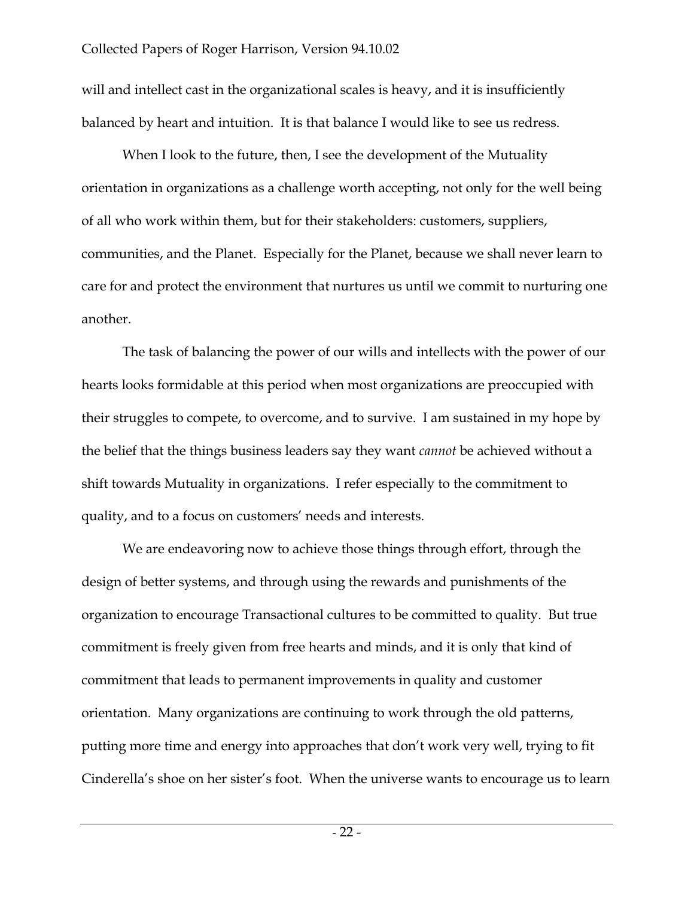will and intellect cast in the organizational scales is heavy, and it is insufficiently balanced by heart and intuition. It is that balance I would like to see us redress.

When I look to the future, then, I see the development of the Mutuality orientation in organizations as a challenge worth accepting, not only for the well being of all who work within them, but for their stakeholders: customers, suppliers, communities, and the Planet. Especially for the Planet, because we shall never learn to care for and protect the environment that nurtures us until we commit to nurturing one another.

The task of balancing the power of our wills and intellects with the power of our hearts looks formidable at this period when most organizations are preoccupied with their struggles to compete, to overcome, and to survive. I am sustained in my hope by the belief that the things business leaders say they want *cannot* be achieved without a shift towards Mutuality in organizations. I refer especially to the commitment to quality, and to a focus on customers' needs and interests.

We are endeavoring now to achieve those things through effort, through the design of better systems, and through using the rewards and punishments of the organization to encourage Transactional cultures to be committed to quality. But true commitment is freely given from free hearts and minds, and it is only that kind of commitment that leads to permanent improvements in quality and customer orientation. Many organizations are continuing to work through the old patterns, putting more time and energy into approaches that don't work very well, trying to fit Cinderella's shoe on her sister's foot. When the universe wants to encourage us to learn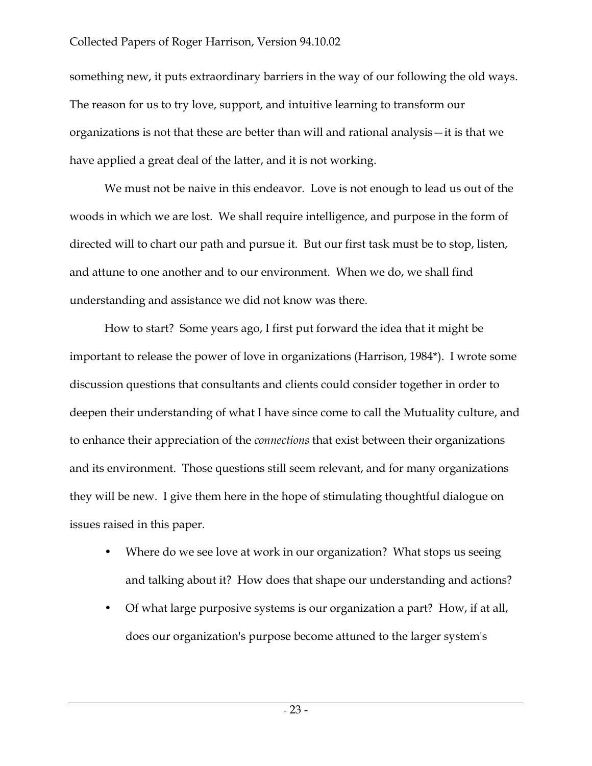something new, it puts extraordinary barriers in the way of our following the old ways. The reason for us to try love, support, and intuitive learning to transform our organizations is not that these are better than will and rational analysis—it is that we have applied a great deal of the latter, and it is not working.

We must not be naive in this endeavor. Love is not enough to lead us out of the woods in which we are lost. We shall require intelligence, and purpose in the form of directed will to chart our path and pursue it. But our first task must be to stop, listen, and attune to one another and to our environment. When we do, we shall find understanding and assistance we did not know was there.

How to start? Some years ago, I first put forward the idea that it might be important to release the power of love in organizations (Harrison, 1984*). I wrote some discussion questions that consultants and clients could consider together in order to deepen their understanding of what I have since come to call the Mutuality culture, and to enhance their appreciation of the *connections* that exist between their organizations and its environment. Those questions still seem relevant, and for many organizations they will be new. I give them here in the hope of stimulating thoughtful dialogue on issues raised in this paper.

- Where do we see love at work in our organization? What stops us seeing and talking about it? How does that shape our understanding and actions?
- Of what large purposive systems is our organization a part? How, if at all, does our organization's purpose become attuned to the larger system's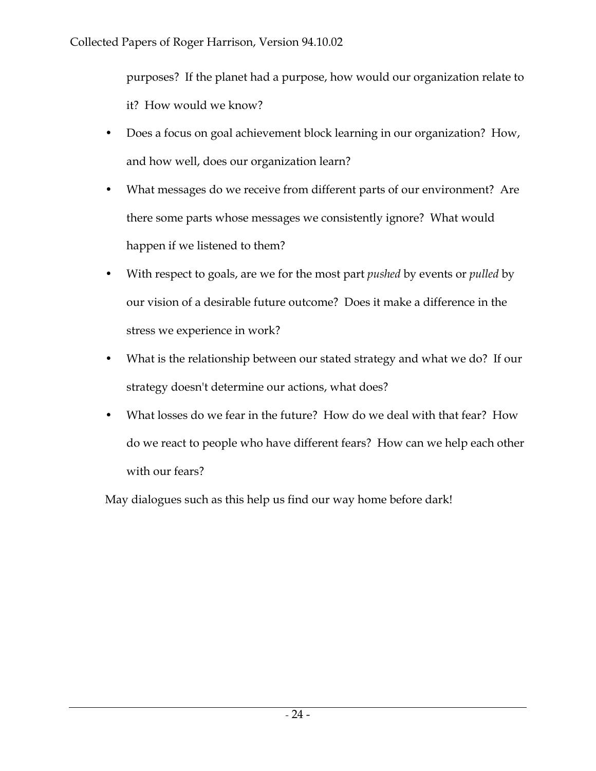purposes? If the planet had a purpose, how would our organization relate to it? How would we know?

- Does a focus on goal achievement block learning in our organization? How, and how well, does our organization learn?
- What messages do we receive from different parts of our environment? Are there some parts whose messages we consistently ignore? What would happen if we listened to them?
- With respect to goals, are we for the most part *pushed* by events or *pulled* by our vision of a desirable future outcome? Does it make a difference in the stress we experience in work?
- What is the relationship between our stated strategy and what we do? If our strategy doesn't determine our actions, what does?
- What losses do we fear in the future? How do we deal with that fear? How do we react to people who have different fears? How can we help each other with our fears?

May dialogues such as this help us find our way home before dark!